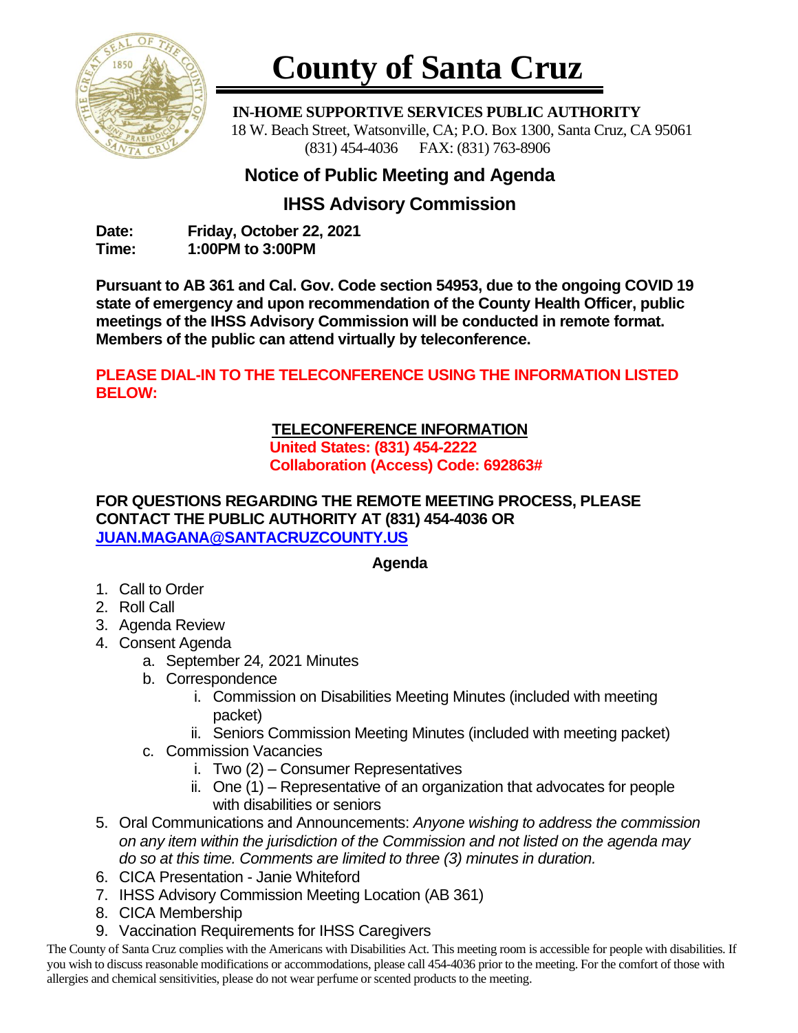# County of Santa Cruz

**IN-HOME SUPPORTIVE SERVICES PUBLIC AUTHORITY**
18 W. Beach Street, Watsonville, CA; P.O. Box 1300, Santa Cruz, CA 95061
(831) 454-4036 FAX: (831) 763-8906

## Notice of Public Meeting and Agenda

## IHSS Advisory Commission

**Date:** **Friday, October 22, 2021**
**Time:** **1:00PM to 3:00PM**

**Pursuant to AB 361 and Cal. Gov. Code section 54953, due to the ongoing COVID 19 state of emergency and upon recommendation of the County Health Officer, public meetings of the IHSS Advisory Commission will be conducted in remote format. Members of the public can attend virtually by teleconference.**

**PLEASE DIAL-IN TO THE TELECONFERENCE USING THE INFORMATION LISTED BELOW:**

**TELECONFERENCE INFORMATION**
**United States: (831) 454-2222**
**Collaboration (Access) Code: 692863#**

**FOR QUESTIONS REGARDING THE REMOTE MEETING PROCESS, PLEASE CONTACT THE PUBLIC AUTHORITY AT (831) 454-4036 OR JUAN.MAGANA@SANTACRUZCOUNTY.US**

**Agenda**

1. Call to Order
2. Roll Call
3. Agenda Review
4. Consent Agenda
   a. September 24, 2021 Minutes
   b. Correspondence
      i. Commission on Disabilities Meeting Minutes (included with meeting packet)
      ii. Seniors Commission Meeting Minutes (included with meeting packet)
   c. Commission Vacancies
      i. Two (2) – Consumer Representatives
      ii. One (1) – Representative of an organization that advocates for people with disabilities or seniors
5. Oral Communications and Announcements: *Anyone wishing to address the commission on any item within the jurisdiction of the Commission and not listed on the agenda may do so at this time. Comments are limited to three (3) minutes in duration.*
6. CICA Presentation - Janie Whiteford
7. IHSS Advisory Commission Meeting Location (AB 361)
8. CICA Membership
9. Vaccination Requirements for IHSS Caregivers

The County of Santa Cruz complies with the Americans with Disabilities Act. This meeting room is accessible for people with disabilities. If you wish to discuss reasonable modifications or accommodations, please call 454-4036 prior to the meeting. For the comfort of those with allergies and chemical sensitivities, please do not wear perfume or scented products to the meeting.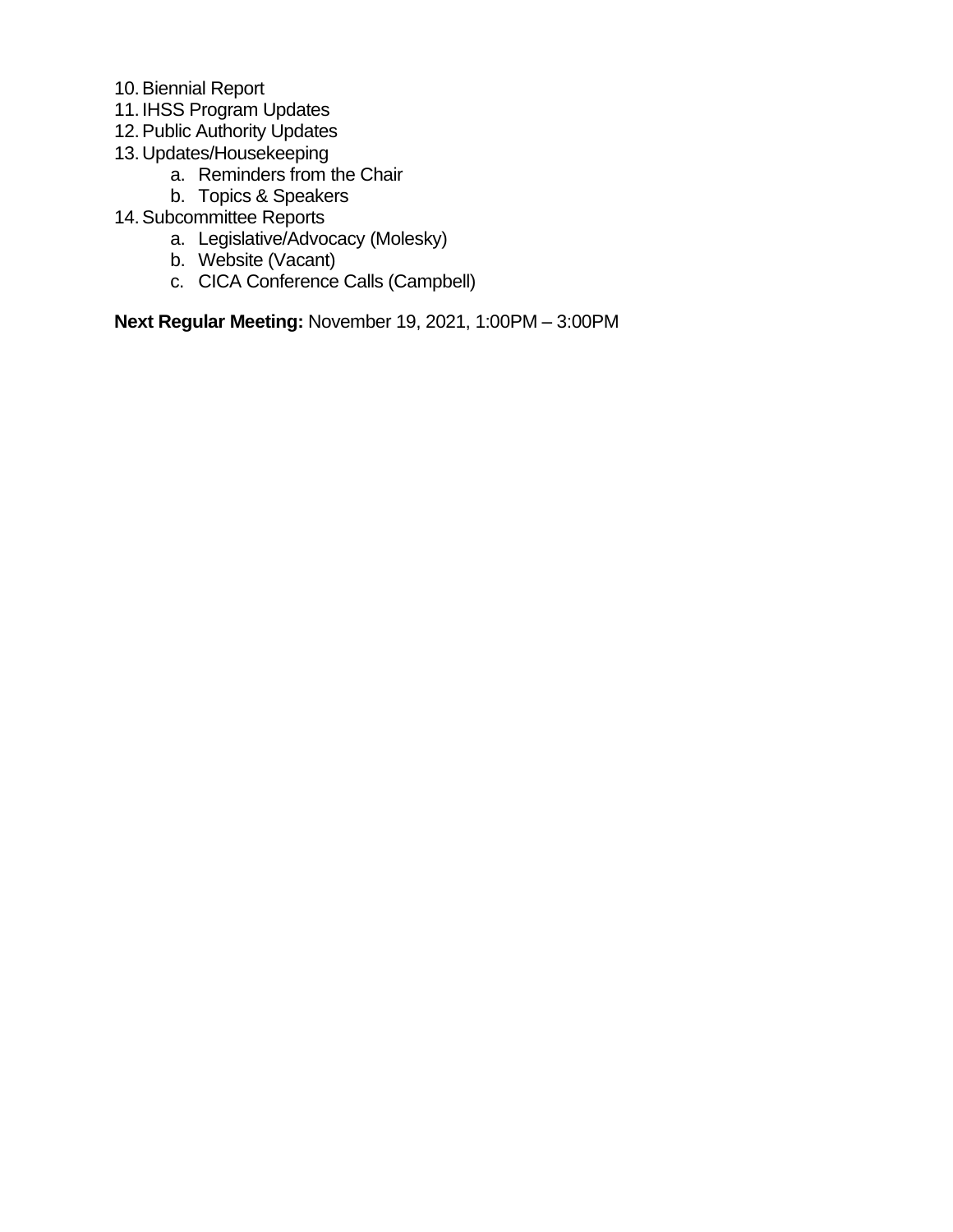10. Biennial Report
11. IHSS Program Updates
12. Public Authority Updates
13. Updates/Housekeeping
    a. Reminders from the Chair
    b. Topics & Speakers
14. Subcommittee Reports
    a. Legislative/Advocacy (Molesky)
    b. Website (Vacant)
    c. CICA Conference Calls (Campbell)

**Next Regular Meeting:** November 19, 2021, 1:00PM – 3:00PM